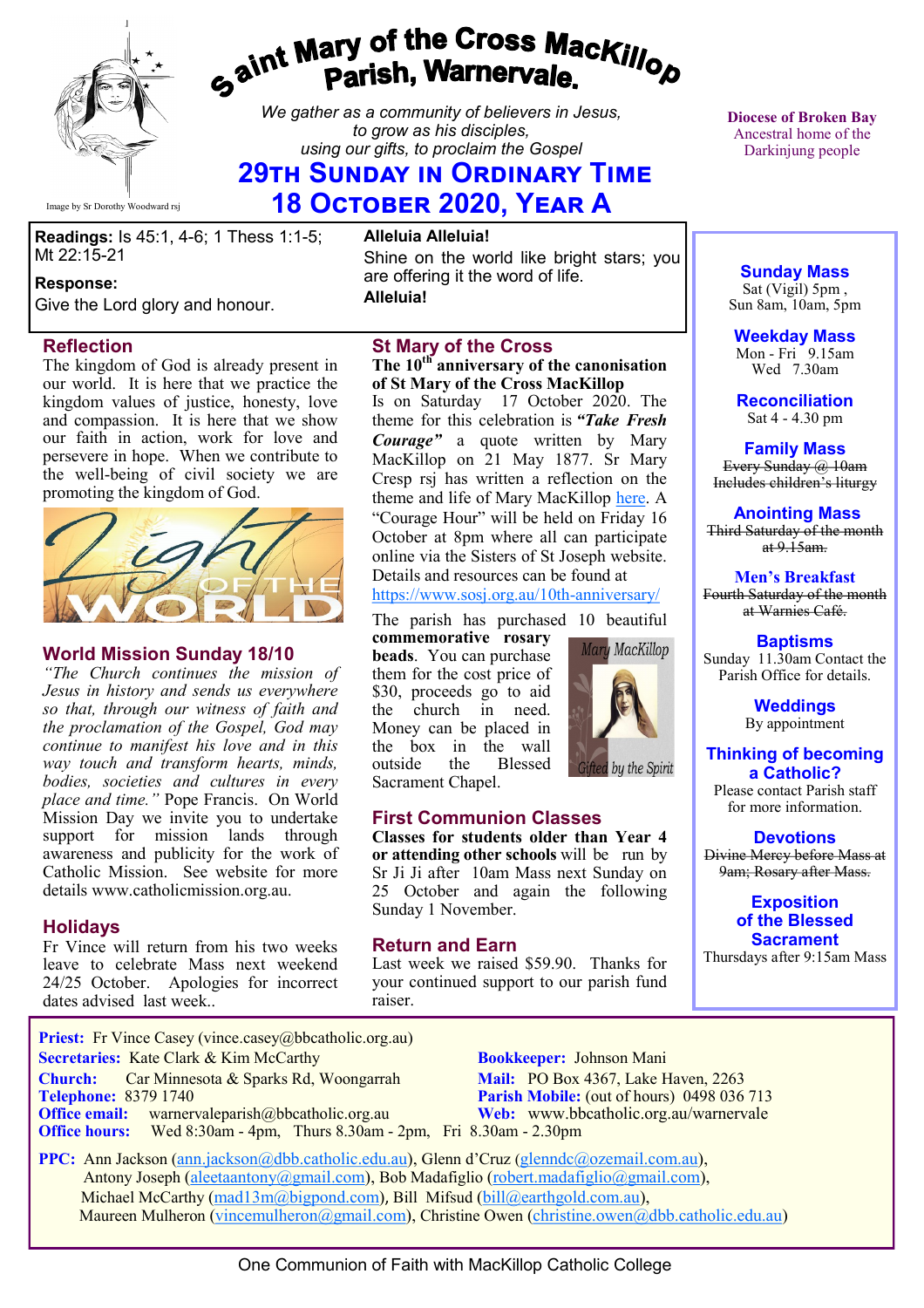# Saint Mary of the Cross MacKillop Parish, Warnervale.

Image by Sr Dorothy Woodward rsj

*We gather as a community of believers in Jesus, to grow as his disciples, using our gifts, to proclaim the Gospel*

## 29th Sunday in Ordinary Time
## 18 October 2020, Year A

**Diocese of Broken Bay**
Ancestral home of the Darkinjung people

**Readings:** Is 45:1, 4-6; 1 Thess 1:1-5; Mt 22:15-21

**Response:**
Give the Lord glory and honour.

**Alleluia Alleluia!**
Shine on the world like bright stars; you are offering it the word of life.
**Alleluia!**

## Reflection

The kingdom of God is already present in our world. It is here that we practice the kingdom values of justice, honesty, love and compassion. It is here that we show our faith in action, work for love and persevere in hope. When we contribute to the well-being of civil society we are promoting the kingdom of God.

Light of the World

## World Mission Sunday 18/10

*"The Church continues the mission of Jesus in history and sends us everywhere so that, through our witness of faith and the proclamation of the Gospel, God may continue to manifest his love and in this way touch and transform hearts, minds, bodies, societies and cultures in every place and time."* Pope Francis. On World Mission Day we invite you to undertake support for mission lands through awareness and publicity for the work of Catholic Mission. See website for more details www.catholicmission.org.au.

## Holidays

Fr Vince will return from his two weeks leave to celebrate Mass next weekend 24/25 October. Apologies for incorrect dates advised last week..

## St Mary of the Cross

**The 10th anniversary of the canonisation of St Mary of the Cross MacKillop**
Is on Saturday 17 October 2020. The theme for this celebration is ***"Take Fresh Courage"*** a quote written by Mary MacKillop on 21 May 1877. Sr Mary Cresp rsj has written a reflection on the theme and life of Mary MacKillop here. A "Courage Hour" will be held on Friday 16 October at 8pm where all can participate online via the Sisters of St Joseph website. Details and resources can be found at https://www.sosj.org.au/10th-anniversary/

The parish has purchased 10 beautiful **commemorative rosary beads**. You can purchase them for the cost price of $30, proceeds go to aid the church in need. Money can be placed in the box in the wall outside the Blessed Sacrament Chapel.

Mary MacKillop — Gifted by the Spirit

## First Communion Classes

**Classes for students older than Year 4 or attending other schools** will be run by Sr Ji Ji after 10am Mass next Sunday on 25 October and again the following Sunday 1 November.

## Return and Earn

Last week we raised $59.90. Thanks for your continued support to our parish fund raiser.

### Sunday Mass
Sat (Vigil) 5pm ,
Sun 8am, 10am, 5pm

### Weekday Mass
Mon - Fri 9.15am
Wed 7.30am

### Reconciliation
Sat 4 - 4.30 pm

### Family Mass
~~Every Sunday @ 10am Includes children's liturgy~~

### Anointing Mass
~~Third Saturday of the month at 9.15am.~~

### Men's Breakfast
~~Fourth Saturday of the month at Warnies Café.~~

### Baptisms
Sunday 11.30am Contact the Parish Office for details.

### Weddings
By appointment

### Thinking of becoming a Catholic?
Please contact Parish staff for more information.

### Devotions
~~Divine Mercy before Mass at 9am; Rosary after Mass.~~

### Exposition of the Blessed Sacrament
Thursdays after 9:15am Mass

---

**Priest:** Fr Vince Casey (vince.casey@bbcatholic.org.au)
**Secretaries:** Kate Clark & Kim McCarthy
**Bookkeeper:** Johnson Mani
**Church:** Car Minnesota & Sparks Rd, Woongarrah
**Mail:** PO Box 4367, Lake Haven, 2263
**Telephone:** 8379 1740
**Parish Mobile:** (out of hours) 0498 036 713
**Office email:** warnervaleparish@bbcatholic.org.au
**Web:** www.bbcatholic.org.au/warnervale
**Office hours:** Wed 8:30am - 4pm, Thurs 8.30am - 2pm, Fri 8.30am - 2.30pm

**PPC:** Ann Jackson (ann.jackson@dbb.catholic.edu.au), Glenn d'Cruz (glenndc@ozemail.com.au), Antony Joseph (aleetaantony@gmail.com), Bob Madafiglio (robert.madafiglio@gmail.com), Michael McCarthy (mad13m@bigpond.com), Bill Mifsud (bill@earthgold.com.au), Maureen Mulheron (vincemulheron@gmail.com), Christine Owen (christine.owen@dbb.catholic.edu.au)

One Communion of Faith with MacKillop Catholic College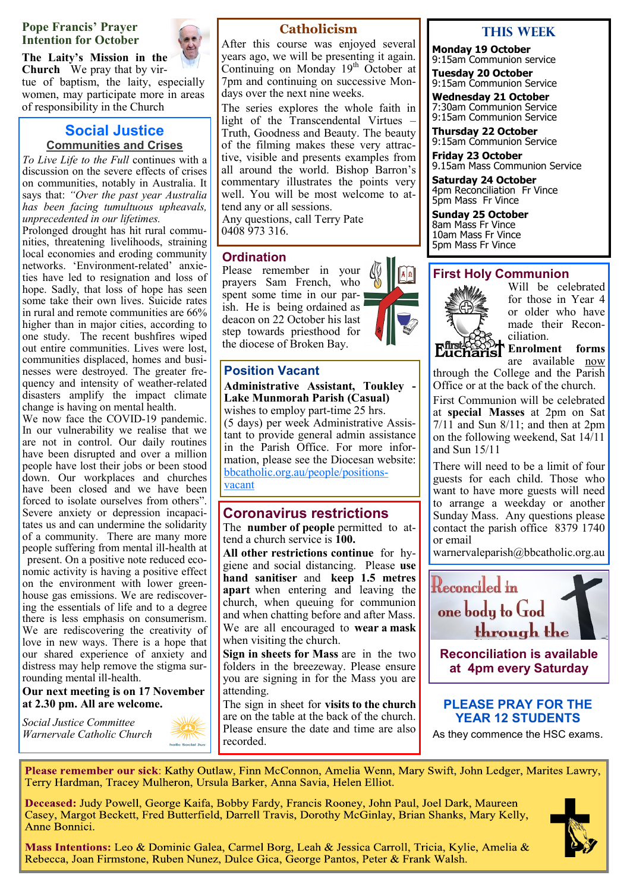## Pope Francis' Prayer Intention for October

**The Laity's Mission in the Church** We pray that by virtue of baptism, the laity, especially women, may participate more in areas of responsibility in the Church

## Social Justice

### Communities and Crises

*To Live Life to the Full* continues with a discussion on the severe effects of crises on communities, notably in Australia. It says that: *"Over the past year Australia has been facing tumultuous upheavals, unprecedented in our lifetimes.*

Prolonged drought has hit rural communities, threatening livelihoods, straining local economies and eroding community networks. 'Environment-related' anxieties have led to resignation and loss of hope. Sadly, that loss of hope has seen some take their own lives. Suicide rates in rural and remote communities are 66% higher than in major cities, according to one study. The recent bushfires wiped out entire communities. Lives were lost, communities displaced, homes and businesses were destroyed. The greater frequency and intensity of weather-related disasters amplify the impact climate change is having on mental health.

We now face the COVID-19 pandemic. In our vulnerability we realise that we are not in control. Our daily routines have been disrupted and over a million people have lost their jobs or been stood down. Our workplaces and churches have been closed and we have been forced to isolate ourselves from others". Severe anxiety or depression incapacitates us and can undermine the solidarity of a community. There are many more people suffering from mental ill-health at present. On a positive note reduced economic activity is having a positive effect on the environment with lower greenhouse gas emissions. We are rediscovering the essentials of life and to a degree there is less emphasis on consumerism. We are rediscovering the creativity of love in new ways. There is a hope that our shared experience of anxiety and distress may help remove the stigma surrounding mental ill-health.

**Our next meeting is on 17 November at 2.30 pm. All are welcome.**

*Social Justice Committee*
*Warnervale Catholic Church*

## Catholicism

After this course was enjoyed several years ago, we will be presenting it again. Continuing on Monday 19th October at 7pm and continuing on successive Mondays over the next nine weeks.

The series explores the whole faith in light of the Transcendental Virtues – Truth, Goodness and Beauty. The beauty of the filming makes these very attractive, visible and presents examples from all around the world. Bishop Barron's commentary illustrates the points very well. You will be most welcome to attend any or all sessions.

Any questions, call Terry Pate 0408 973 316.

## Ordination

Please remember in your prayers Sam French, who spent some time in our parish. He is being ordained as deacon on 22 October his last step towards priesthood for the diocese of Broken Bay.

## Position Vacant

**Administrative Assistant, Toukley - Lake Munmorah Parish (Casual)** wishes to employ part-time 25 hrs. (5 days) per week Administrative Assistant to provide general admin assistance in the Parish Office. For more information, please see the Diocesan website: bbcatholic.org.au/people/positions-vacant

## Coronavirus restrictions

The **number of people** permitted to attend a church service is **100.**

**All other restrictions continue** for hygiene and social distancing. Please **use hand sanitiser** and **keep 1.5 metres apart** when entering and leaving the church, when queuing for communion and when chatting before and after Mass. We are all encouraged to **wear a mask** when visiting the church.

**Sign in sheets for Mass** are in the two folders in the breezeway. Please ensure you are signing in for the Mass you are attending.

The sign in sheet for **visits to the church** are on the table at the back of the church. Please ensure the date and time are also recorded.

## THIS WEEK

**Monday 19 October**
9:15am Communion service

**Tuesday 20 October**
9:15am Communion Service

**Wednesday 21 October**
7:30am Communion Service
9:15am Communion Service

**Thursday 22 October**
9:15am Communion Service

**Friday 23 October**
9.15am Mass Communion Service

**Saturday 24 October**
4pm Reconciliation Fr Vince
5pm Mass Fr Vince

**Sunday 25 October**
8am Mass Fr Vince
10am Mass Fr Vince
5pm Mass Fr Vince

## First Holy Communion

Will be celebrated for those in Year 4 or older who have made their Reconciliation. **Enrolment forms** are available now through the College and the Parish Office or at the back of the church.

First Communion will be celebrated at **special Masses** at 2pm on Sat 7/11 and Sun 8/11; and then at 2pm on the following weekend, Sat 14/11 and Sun 15/11

There will need to be a limit of four guests for each child. Those who want to have more guests will need to arrange a weekday or another Sunday Mass. Any questions please contact the parish office 8379 1740 or email warnervaleparish@bbcatholic.org.au

Reconciled in one body to God through the

**Reconciliation is available at 4pm every Saturday**

## PLEASE PRAY FOR THE YEAR 12 STUDENTS

As they commence the HSC exams.

**Please remember our sick**: Kathy Outlaw, Finn McConnon, Amelia Wenn, Mary Swift, John Ledger, Marites Lawry, Terry Hardman, Tracey Mulheron, Ursula Barker, Anna Savia, Helen Elliot.

**Deceased:** Judy Powell, George Kaifa, Bobby Fardy, Francis Rooney, John Paul, Joel Dark, Maureen Casey, Margot Beckett, Fred Butterfield, Darrell Travis, Dorothy McGinlay, Brian Shanks, Mary Kelly, Anne Bonnici.

**Mass Intentions:** Leo & Dominic Galea, Carmel Borg, Leah & Jessica Carroll, Tricia, Kylie, Amelia & Rebecca, Joan Firmstone, Ruben Nunez, Dulce Gica, George Pantos, Peter & Frank Walsh.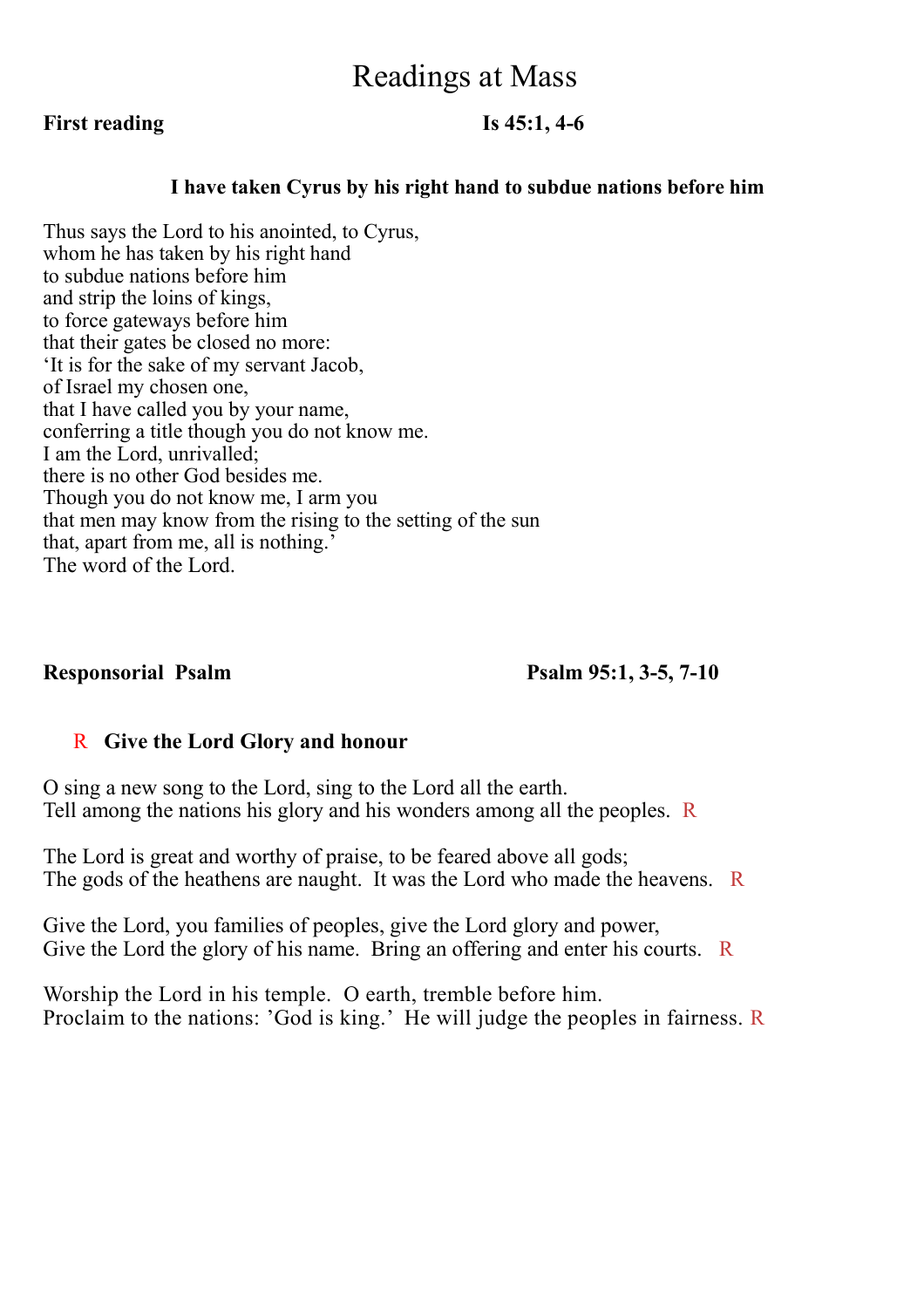# Readings at Mass

**First reading** **Is 45:1, 4-6**

**I have taken Cyrus by his right hand to subdue nations before him**

Thus says the Lord to his anointed, to Cyrus,
whom he has taken by his right hand
to subdue nations before him
and strip the loins of kings,
to force gateways before him
that their gates be closed no more:
'It is for the sake of my servant Jacob,
of Israel my chosen one,
that I have called you by your name,
conferring a title though you do not know me.
I am the Lord, unrivalled;
there is no other God besides me.
Though you do not know me, I arm you
that men may know from the rising to the setting of the sun
that, apart from me, all is nothing.'
The word of the Lord.

**Responsorial Psalm** **Psalm 95:1, 3-5, 7-10**

R **Give the Lord Glory and honour**

O sing a new song to the Lord, sing to the Lord all the earth.
Tell among the nations his glory and his wonders among all the peoples. R

The Lord is great and worthy of praise, to be feared above all gods;
The gods of the heathens are naught. It was the Lord who made the heavens. R

Give the Lord, you families of peoples, give the Lord glory and power,
Give the Lord the glory of his name. Bring an offering and enter his courts. R

Worship the Lord in his temple. O earth, tremble before him.
Proclaim to the nations: 'God is king.' He will judge the peoples in fairness. R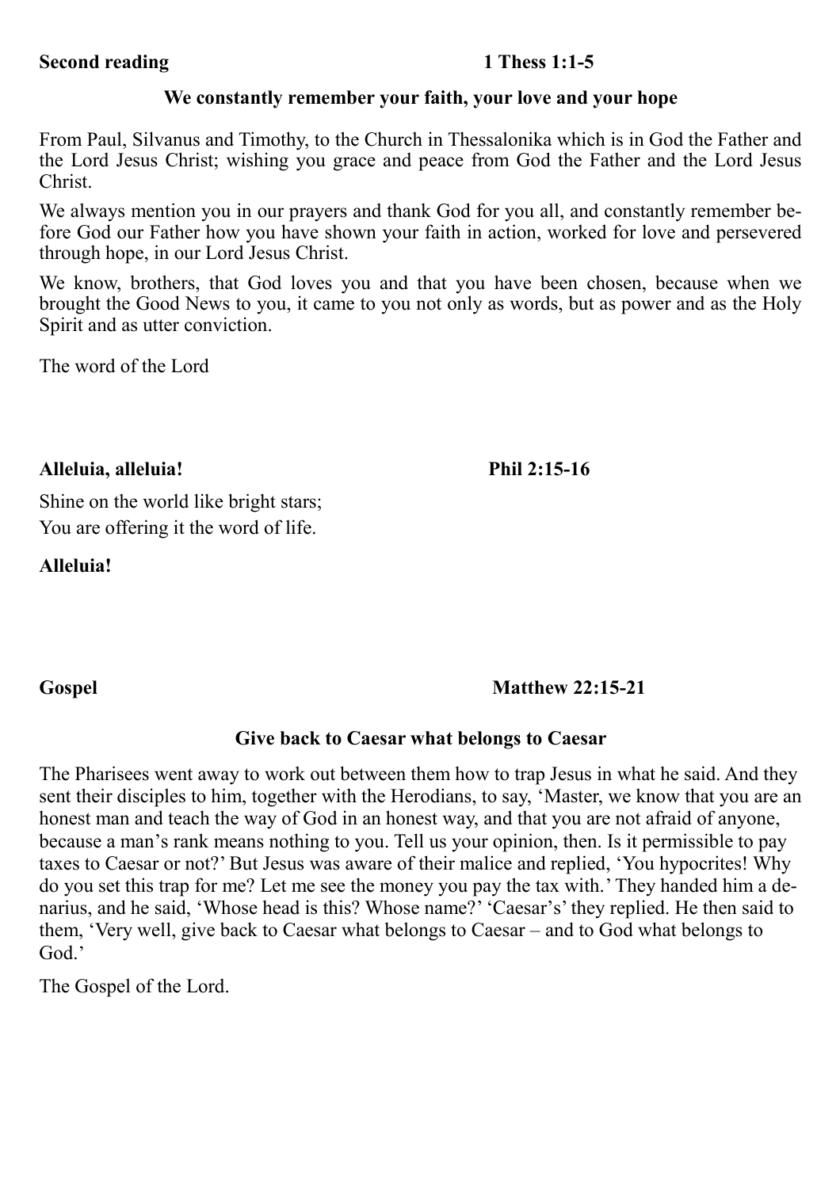**Second reading** **1 Thess 1:1-5**

**We constantly remember your faith, your love and your hope**

From Paul, Silvanus and Timothy, to the Church in Thessalonika which is in God the Father and the Lord Jesus Christ; wishing you grace and peace from God the Father and the Lord Jesus Christ.

We always mention you in our prayers and thank God for you all, and constantly remember before God our Father how you have shown your faith in action, worked for love and persevered through hope, in our Lord Jesus Christ.

We know, brothers, that God loves you and that you have been chosen, because when we brought the Good News to you, it came to you not only as words, but as power and as the Holy Spirit and as utter conviction.

The word of the Lord

**Alleluia, alleluia!** **Phil 2:15-16**

Shine on the world like bright stars;
You are offering it the word of life.

**Alleluia!**

**Gospel** **Matthew 22:15-21**

**Give back to Caesar what belongs to Caesar**

The Pharisees went away to work out between them how to trap Jesus in what he said. And they sent their disciples to him, together with the Herodians, to say, 'Master, we know that you are an honest man and teach the way of God in an honest way, and that you are not afraid of anyone, because a man's rank means nothing to you. Tell us your opinion, then. Is it permissible to pay taxes to Caesar or not?' But Jesus was aware of their malice and replied, 'You hypocrites! Why do you set this trap for me? Let me see the money you pay the tax with.' They handed him a denarius, and he said, 'Whose head is this? Whose name?' 'Caesar's' they replied. He then said to them, 'Very well, give back to Caesar what belongs to Caesar – and to God what belongs to God.'

The Gospel of the Lord.